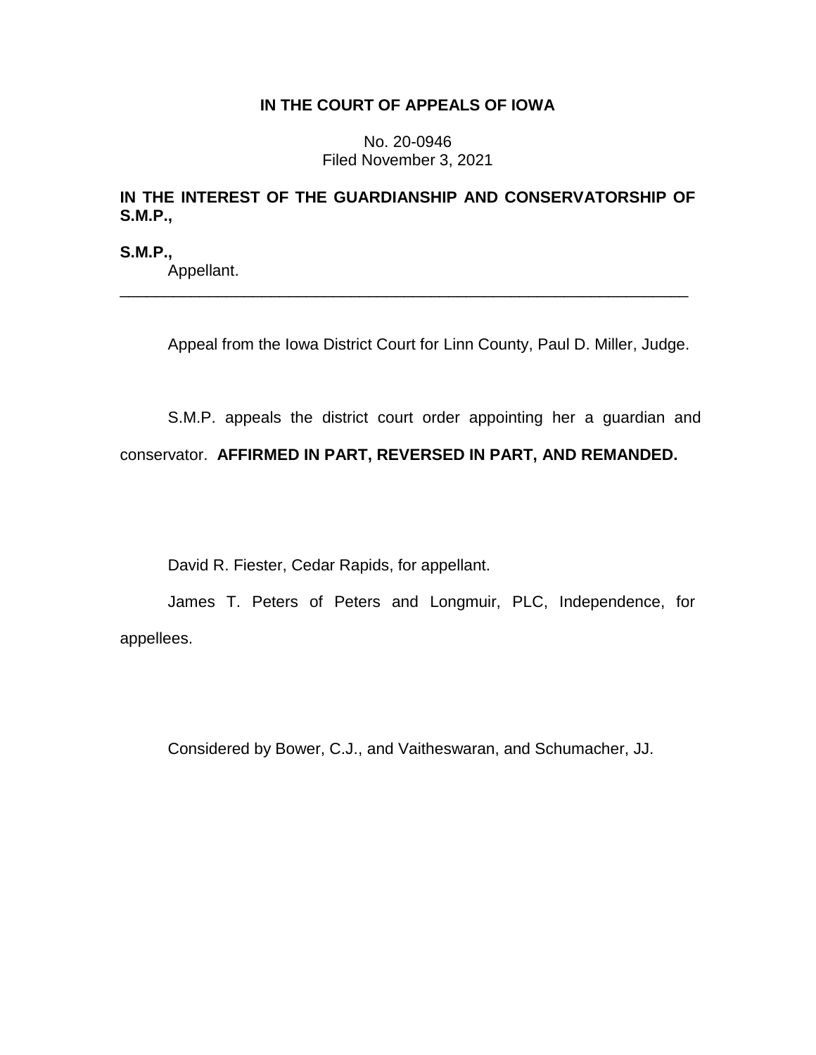# IN THE COURT OF APPEALS OF IOWA

No. 20-0946
Filed November 3, 2021

**IN THE INTEREST OF THE GUARDIANSHIP AND CONSERVATORSHIP OF S.M.P.,**

**S.M.P.,**
Appellant.

---

Appeal from the Iowa District Court for Linn County, Paul D. Miller, Judge.

S.M.P. appeals the district court order appointing her a guardian and conservator. **AFFIRMED IN PART, REVERSED IN PART, AND REMANDED.**

David R. Fiester, Cedar Rapids, for appellant.

James T. Peters of Peters and Longmuir, PLC, Independence, for appellees.

Considered by Bower, C.J., and Vaitheswaran, and Schumacher, JJ.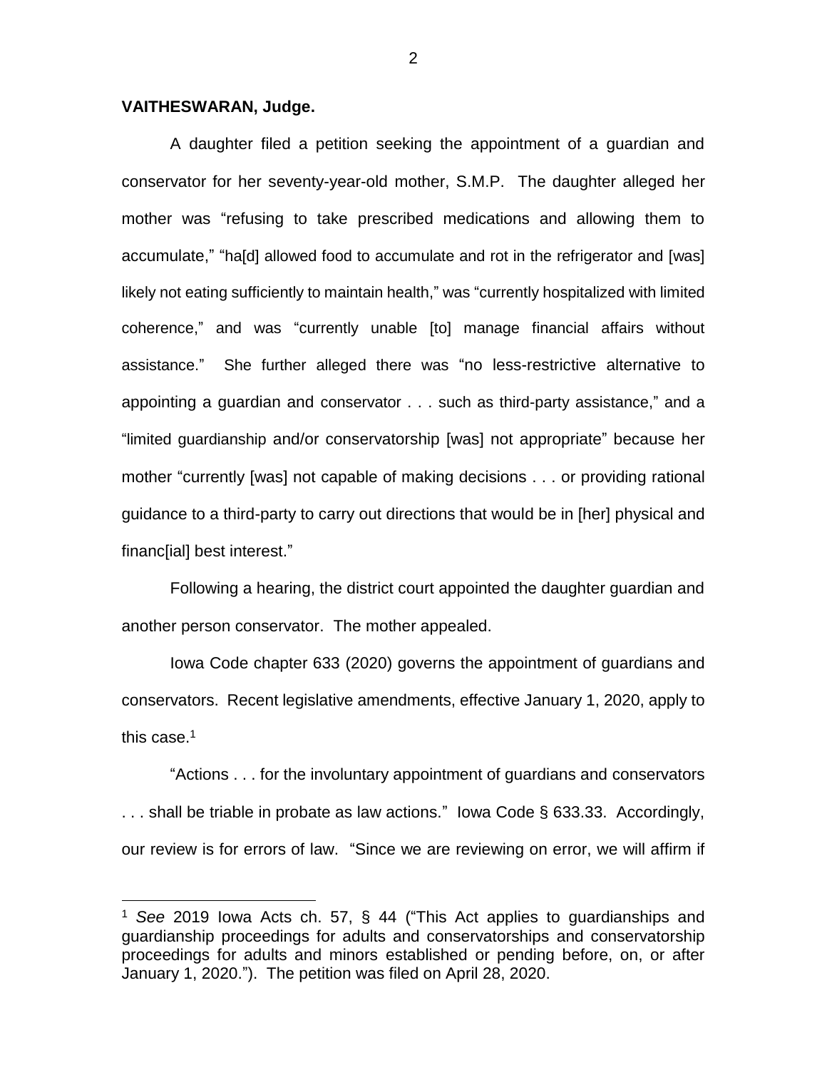**VAITHESWARAN, Judge.**

A daughter filed a petition seeking the appointment of a guardian and conservator for her seventy-year-old mother, S.M.P. The daughter alleged her mother was "refusing to take prescribed medications and allowing them to accumulate," "ha[d] allowed food to accumulate and rot in the refrigerator and [was] likely not eating sufficiently to maintain health," was "currently hospitalized with limited coherence," and was "currently unable [to] manage financial affairs without assistance." She further alleged there was "no less-restrictive alternative to appointing a guardian and conservator . . . such as third-party assistance," and a "limited guardianship and/or conservatorship [was] not appropriate" because her mother "currently [was] not capable of making decisions . . . or providing rational guidance to a third-party to carry out directions that would be in [her] physical and financ[ial] best interest."

Following a hearing, the district court appointed the daughter guardian and another person conservator. The mother appealed.

Iowa Code chapter 633 (2020) governs the appointment of guardians and conservators. Recent legislative amendments, effective January 1, 2020, apply to this case.[1]

"Actions . . . for the involuntary appointment of guardians and conservators . . . shall be triable in probate as law actions." Iowa Code § 633.33. Accordingly, our review is for errors of law. "Since we are reviewing on error, we will affirm if

---

[1] *See* 2019 Iowa Acts ch. 57, § 44 ("This Act applies to guardianships and guardianship proceedings for adults and conservatorships and conservatorship proceedings for adults and minors established or pending before, on, or after January 1, 2020."). The petition was filed on April 28, 2020.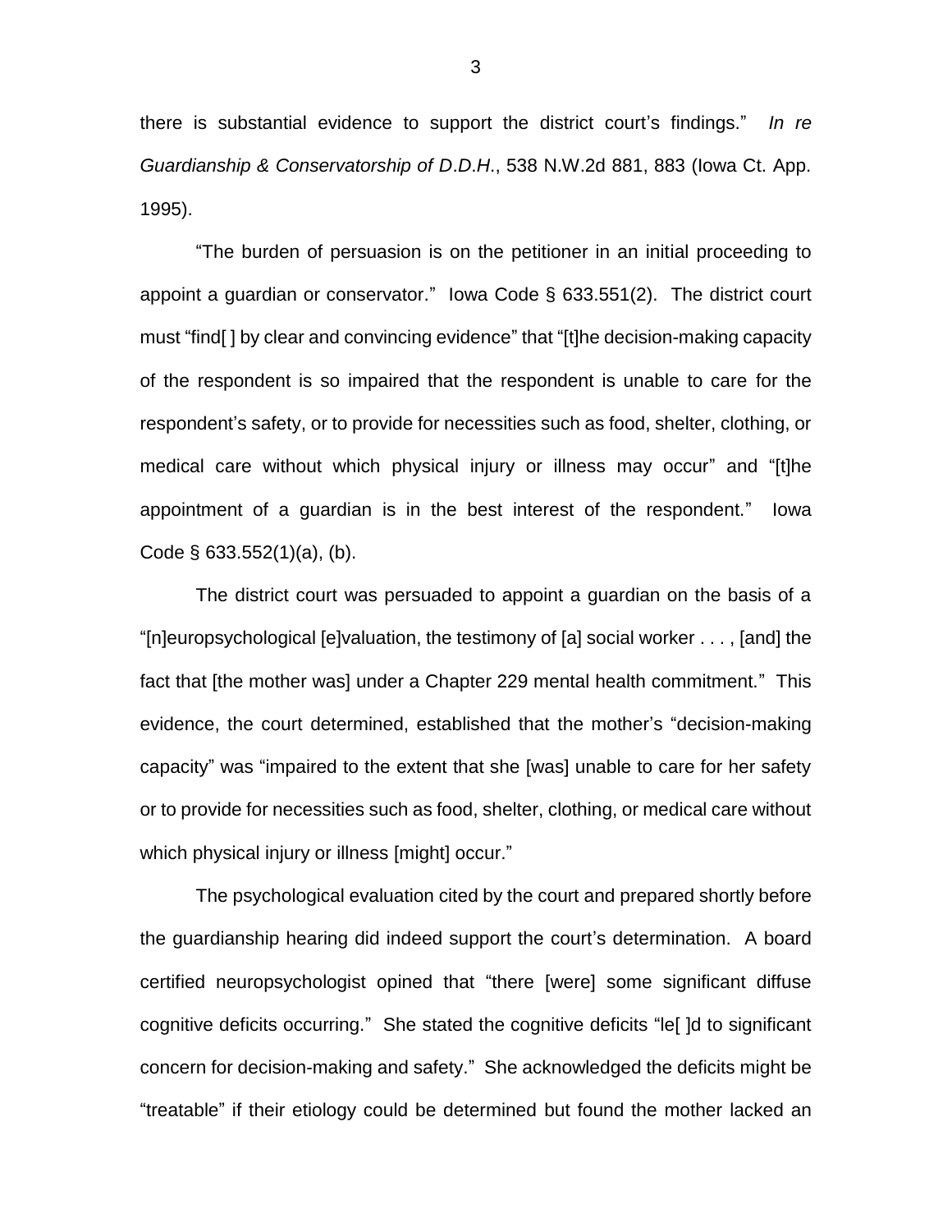there is substantial evidence to support the district court's findings." *In re Guardianship & Conservatorship of D.D.H.*, 538 N.W.2d 881, 883 (Iowa Ct. App. 1995).

"The burden of persuasion is on the petitioner in an initial proceeding to appoint a guardian or conservator." Iowa Code § 633.551(2). The district court must "find[ ] by clear and convincing evidence" that "[t]he decision-making capacity of the respondent is so impaired that the respondent is unable to care for the respondent's safety, or to provide for necessities such as food, shelter, clothing, or medical care without which physical injury or illness may occur" and "[t]he appointment of a guardian is in the best interest of the respondent." Iowa Code § 633.552(1)(a), (b).

The district court was persuaded to appoint a guardian on the basis of a "[n]europsychological [e]valuation, the testimony of [a] social worker . . . , [and] the fact that [the mother was] under a Chapter 229 mental health commitment." This evidence, the court determined, established that the mother's "decision-making capacity" was "impaired to the extent that she [was] unable to care for her safety or to provide for necessities such as food, shelter, clothing, or medical care without which physical injury or illness [might] occur."

The psychological evaluation cited by the court and prepared shortly before the guardianship hearing did indeed support the court's determination. A board certified neuropsychologist opined that "there [were] some significant diffuse cognitive deficits occurring." She stated the cognitive deficits "le[ ]d to significant concern for decision-making and safety." She acknowledged the deficits might be "treatable" if their etiology could be determined but found the mother lacked an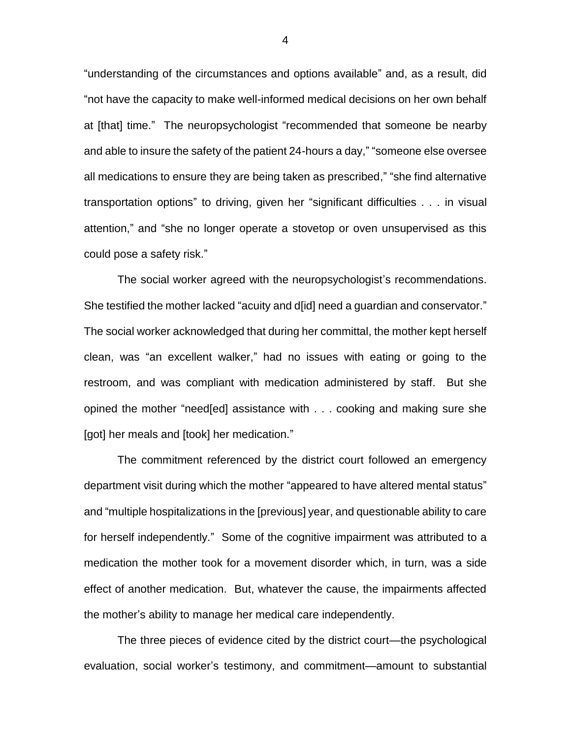"understanding of the circumstances and options available" and, as a result, did "not have the capacity to make well-informed medical decisions on her own behalf at [that] time." The neuropsychologist "recommended that someone be nearby and able to insure the safety of the patient 24-hours a day," "someone else oversee all medications to ensure they are being taken as prescribed," "she find alternative transportation options" to driving, given her "significant difficulties . . . in visual attention," and "she no longer operate a stovetop or oven unsupervised as this could pose a safety risk."

The social worker agreed with the neuropsychologist's recommendations. She testified the mother lacked "acuity and d[id] need a guardian and conservator." The social worker acknowledged that during her committal, the mother kept herself clean, was "an excellent walker," had no issues with eating or going to the restroom, and was compliant with medication administered by staff. But she opined the mother "need[ed] assistance with . . . cooking and making sure she [got] her meals and [took] her medication."

The commitment referenced by the district court followed an emergency department visit during which the mother "appeared to have altered mental status" and "multiple hospitalizations in the [previous] year, and questionable ability to care for herself independently." Some of the cognitive impairment was attributed to a medication the mother took for a movement disorder which, in turn, was a side effect of another medication. But, whatever the cause, the impairments affected the mother's ability to manage her medical care independently.

The three pieces of evidence cited by the district court—the psychological evaluation, social worker's testimony, and commitment—amount to substantial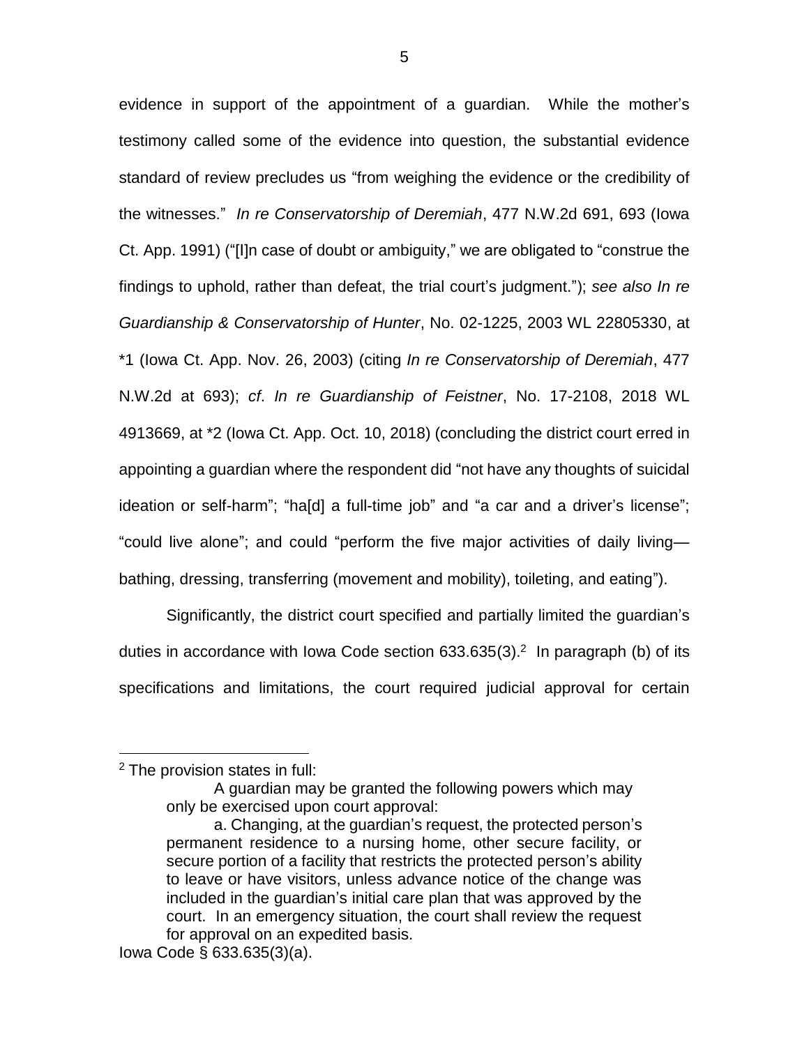evidence in support of the appointment of a guardian. While the mother's testimony called some of the evidence into question, the substantial evidence standard of review precludes us "from weighing the evidence or the credibility of the witnesses." *In re Conservatorship of Deremiah*, 477 N.W.2d 691, 693 (Iowa Ct. App. 1991) ("[I]n case of doubt or ambiguity," we are obligated to "construe the findings to uphold, rather than defeat, the trial court's judgment."); *see also In re Guardianship & Conservatorship of Hunter*, No. 02-1225, 2003 WL 22805330, at *1 (Iowa Ct. App. Nov. 26, 2003) (citing *In re Conservatorship of Deremiah*, 477 N.W.2d at 693); *cf*. *In re Guardianship of Feistner*, No. 17-2108, 2018 WL 4913669, at *2 (Iowa Ct. App. Oct. 10, 2018) (concluding the district court erred in appointing a guardian where the respondent did "not have any thoughts of suicidal ideation or self-harm"; "ha[d] a full-time job" and "a car and a driver's license"; "could live alone"; and could "perform the five major activities of daily living—bathing, dressing, transferring (movement and mobility), toileting, and eating").

Significantly, the district court specified and partially limited the guardian's duties in accordance with Iowa Code section 633.635(3).[2] In paragraph (b) of its specifications and limitations, the court required judicial approval for certain

---

[2] The provision states in full:

> A guardian may be granted the following powers which may only be exercised upon court approval:
>
> a. Changing, at the guardian's request, the protected person's permanent residence to a nursing home, other secure facility, or secure portion of a facility that restricts the protected person's ability to leave or have visitors, unless advance notice of the change was included in the guardian's initial care plan that was approved by the court. In an emergency situation, the court shall review the request for approval on an expedited basis.

Iowa Code § 633.635(3)(a).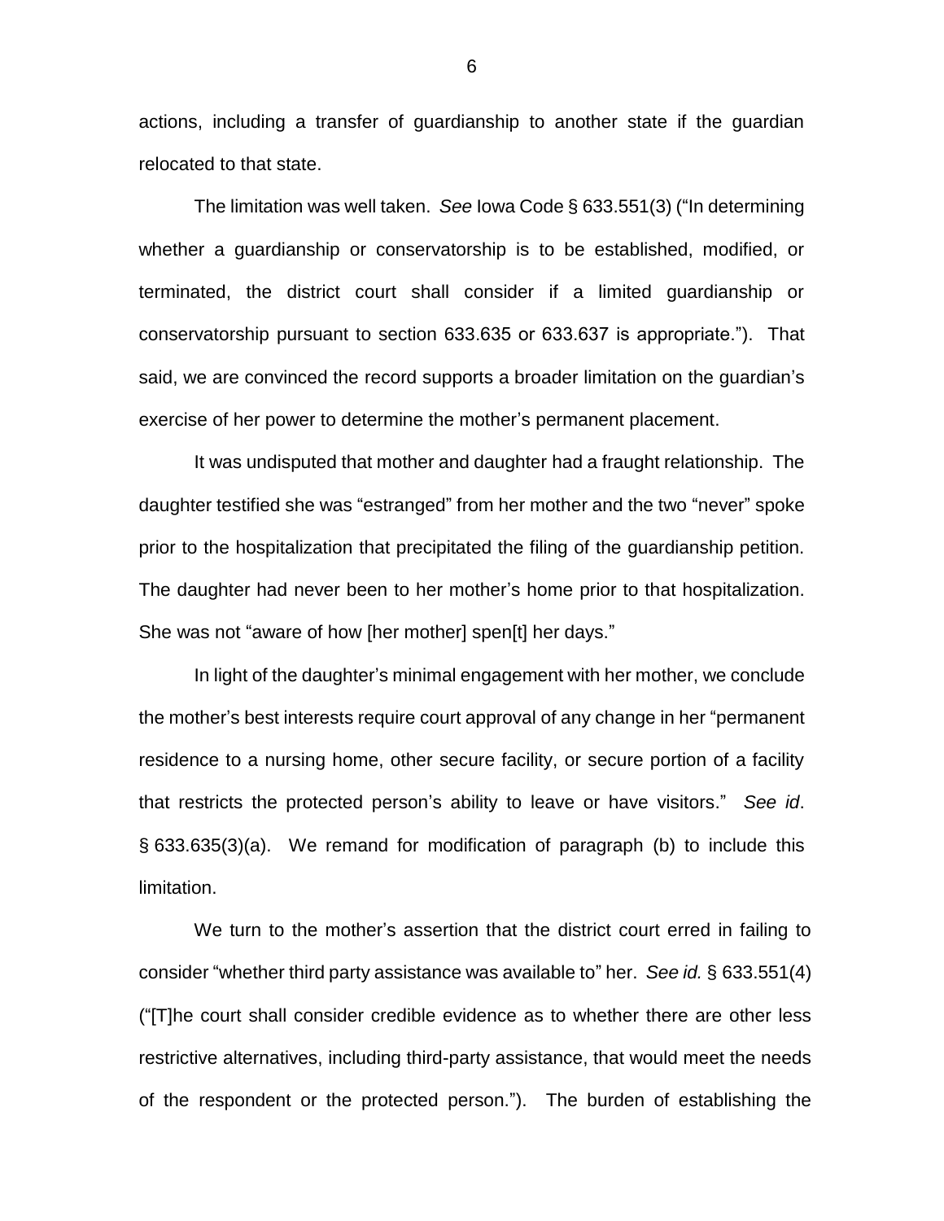actions, including a transfer of guardianship to another state if the guardian relocated to that state.

The limitation was well taken. *See* Iowa Code § 633.551(3) ("In determining whether a guardianship or conservatorship is to be established, modified, or terminated, the district court shall consider if a limited guardianship or conservatorship pursuant to section 633.635 or 633.637 is appropriate."). That said, we are convinced the record supports a broader limitation on the guardian's exercise of her power to determine the mother's permanent placement.

It was undisputed that mother and daughter had a fraught relationship. The daughter testified she was "estranged" from her mother and the two "never" spoke prior to the hospitalization that precipitated the filing of the guardianship petition. The daughter had never been to her mother's home prior to that hospitalization. She was not "aware of how [her mother] spen[t] her days."

In light of the daughter's minimal engagement with her mother, we conclude the mother's best interests require court approval of any change in her "permanent residence to a nursing home, other secure facility, or secure portion of a facility that restricts the protected person's ability to leave or have visitors." *See id*. § 633.635(3)(a). We remand for modification of paragraph (b) to include this limitation.

We turn to the mother's assertion that the district court erred in failing to consider "whether third party assistance was available to" her. *See id.* § 633.551(4) ("[T]he court shall consider credible evidence as to whether there are other less restrictive alternatives, including third-party assistance, that would meet the needs of the respondent or the protected person."). The burden of establishing the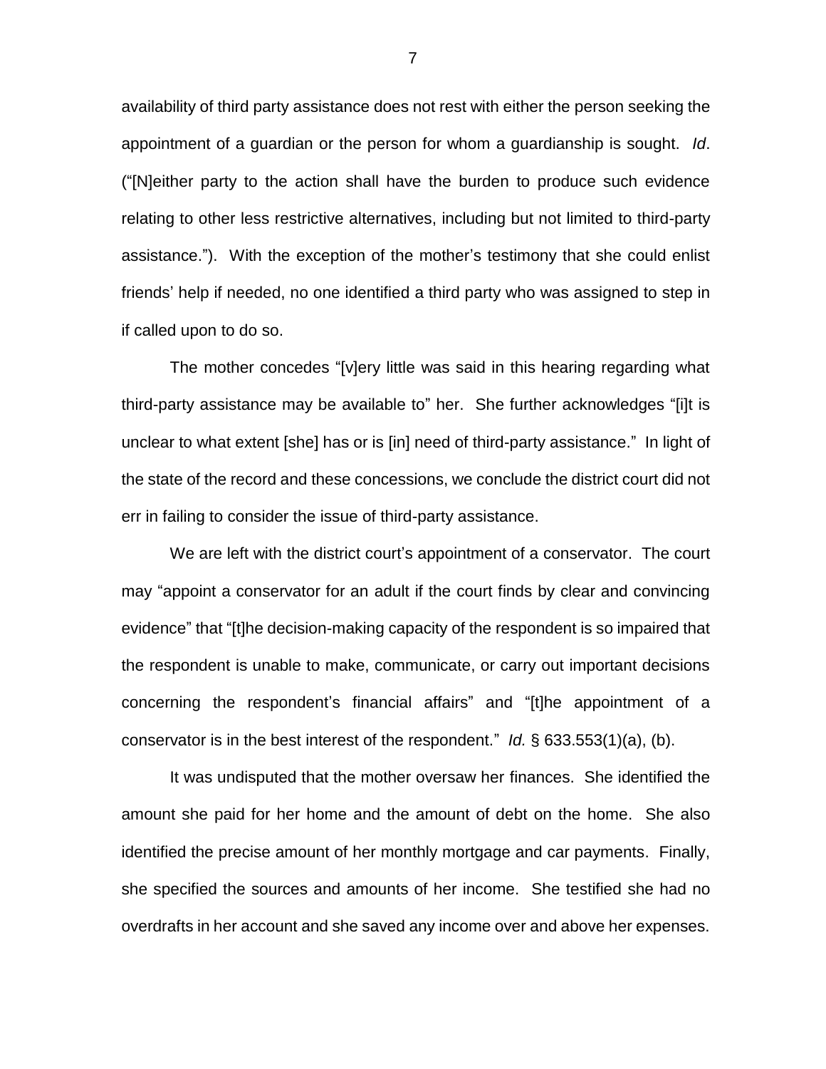availability of third party assistance does not rest with either the person seeking the appointment of a guardian or the person for whom a guardianship is sought. *Id*. ("[N]either party to the action shall have the burden to produce such evidence relating to other less restrictive alternatives, including but not limited to third-party assistance."). With the exception of the mother's testimony that she could enlist friends' help if needed, no one identified a third party who was assigned to step in if called upon to do so.

The mother concedes "[v]ery little was said in this hearing regarding what third-party assistance may be available to" her. She further acknowledges "[i]t is unclear to what extent [she] has or is [in] need of third-party assistance." In light of the state of the record and these concessions, we conclude the district court did not err in failing to consider the issue of third-party assistance.

We are left with the district court's appointment of a conservator. The court may "appoint a conservator for an adult if the court finds by clear and convincing evidence" that "[t]he decision-making capacity of the respondent is so impaired that the respondent is unable to make, communicate, or carry out important decisions concerning the respondent's financial affairs" and "[t]he appointment of a conservator is in the best interest of the respondent." *Id.* § 633.553(1)(a), (b).

It was undisputed that the mother oversaw her finances. She identified the amount she paid for her home and the amount of debt on the home. She also identified the precise amount of her monthly mortgage and car payments. Finally, she specified the sources and amounts of her income. She testified she had no overdrafts in her account and she saved any income over and above her expenses.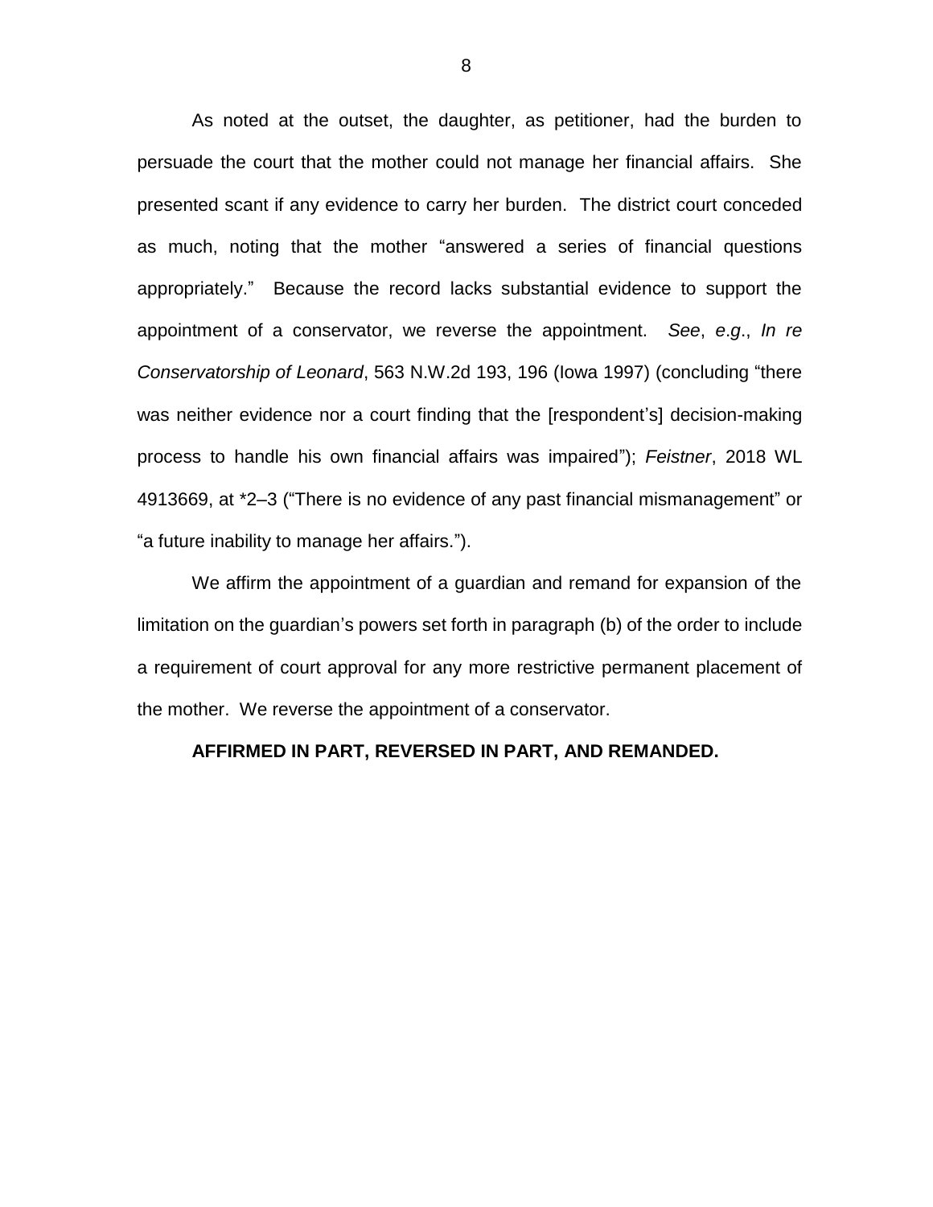As noted at the outset, the daughter, as petitioner, had the burden to persuade the court that the mother could not manage her financial affairs. She presented scant if any evidence to carry her burden. The district court conceded as much, noting that the mother "answered a series of financial questions appropriately." Because the record lacks substantial evidence to support the appointment of a conservator, we reverse the appointment. *See*, *e.g*., *In re Conservatorship of Leonard*, 563 N.W.2d 193, 196 (Iowa 1997) (concluding "there was neither evidence nor a court finding that the [respondent's] decision-making process to handle his own financial affairs was impaired"); *Feistner*, 2018 WL 4913669, at *2–3 ("There is no evidence of any past financial mismanagement" or "a future inability to manage her affairs.").

We affirm the appointment of a guardian and remand for expansion of the limitation on the guardian's powers set forth in paragraph (b) of the order to include a requirement of court approval for any more restrictive permanent placement of the mother. We reverse the appointment of a conservator.

**AFFIRMED IN PART, REVERSED IN PART, AND REMANDED.**